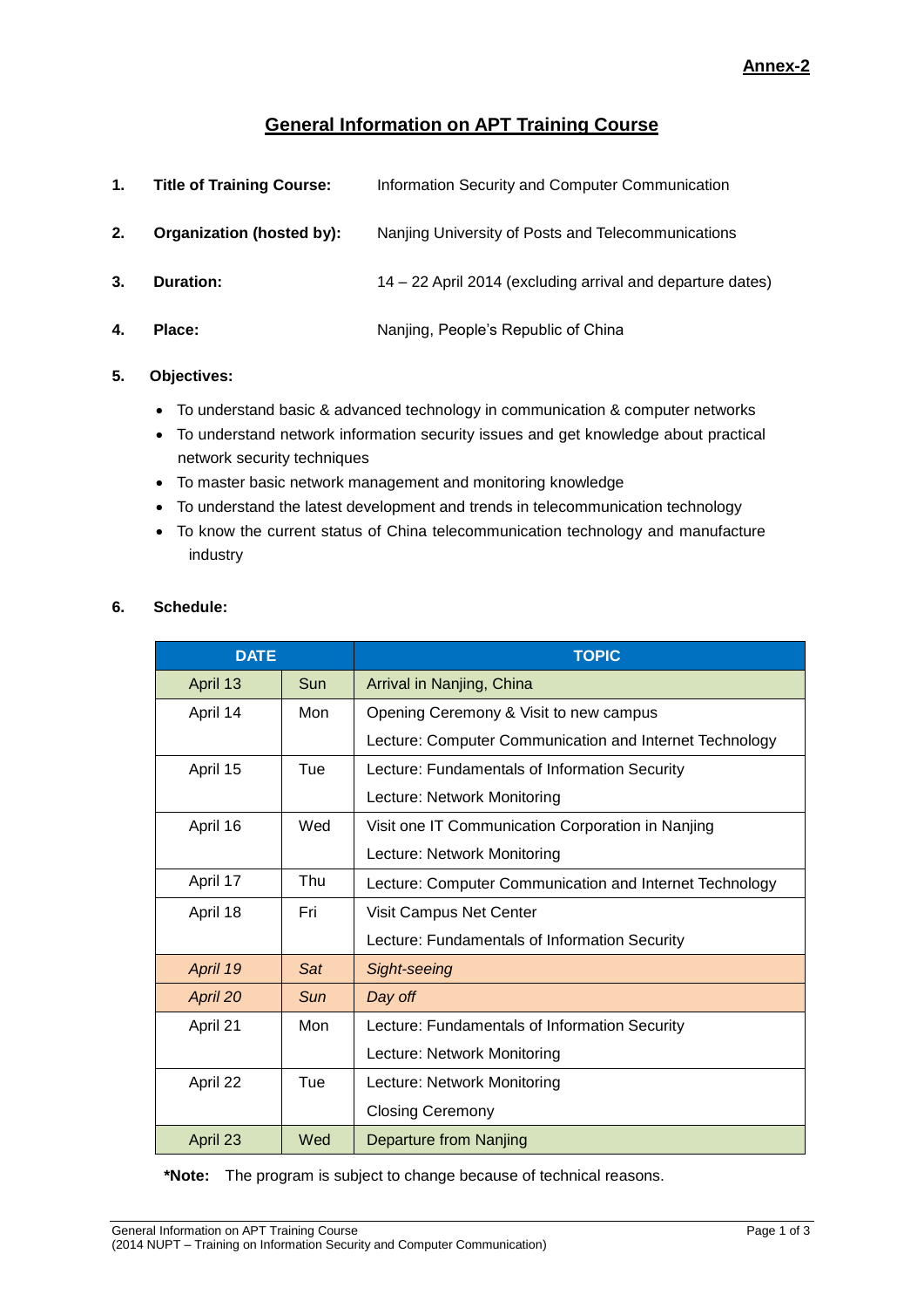**Annex-2**

# General Information on APT Training Course

1. **Title of Training Course:** Information Security and Computer Communication

2. **Organization (hosted by):** Nanjing University of Posts and Telecommunications

3. **Duration:** 14 – 22 April 2014 (excluding arrival and departure dates)

4. **Place:** Nanjing, People's Republic of China

5. **Objectives:**

- To understand basic & advanced technology in communication & computer networks
- To understand network information security issues and get knowledge about practical network security techniques
- To master basic network management and monitoring knowledge
- To understand the latest development and trends in telecommunication technology
- To know the current status of China telecommunication technology and manufacture industry

6. **Schedule:**

| DATE | | TOPIC |
|---|---|---|
| April 13 | Sun | Arrival in Nanjing, China |
| April 14 | Mon | Opening Ceremony & Visit to new campus<br>Lecture: Computer Communication and Internet Technology |
| April 15 | Tue | Lecture: Fundamentals of Information Security<br>Lecture: Network Monitoring |
| April 16 | Wed | Visit one IT Communication Corporation in Nanjing<br>Lecture: Network Monitoring |
| April 17 | Thu | Lecture: Computer Communication and Internet Technology |
| April 18 | Fri | Visit Campus Net Center<br>Lecture: Fundamentals of Information Security |
| *April 19* | *Sat* | *Sight-seeing* |
| *April 20* | *Sun* | *Day off* |
| April 21 | Mon | Lecture: Fundamentals of Information Security<br>Lecture: Network Monitoring |
| April 22 | Tue | Lecture: Network Monitoring<br>Closing Ceremony |
| April 23 | Wed | Departure from Nanjing |

***Note:** The program is subject to change because of technical reasons.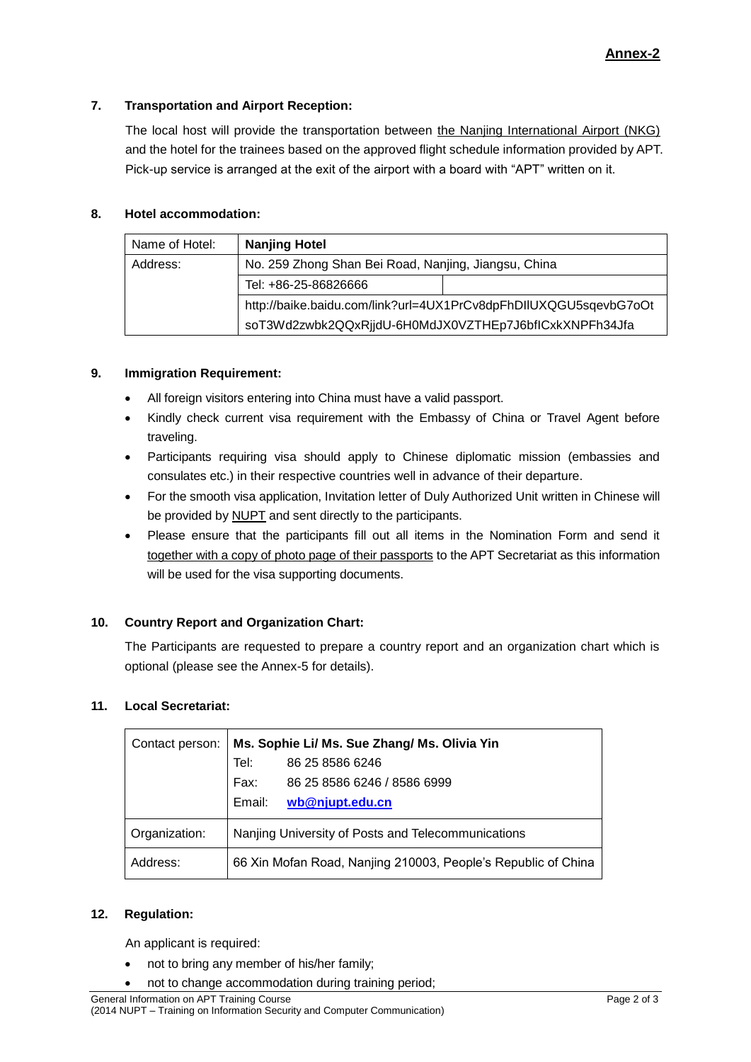**Annex-2**

## 7. Transportation and Airport Reception:

The local host will provide the transportation between the Nanjing International Airport (NKG) and the hotel for the trainees based on the approved flight schedule information provided by APT. Pick-up service is arranged at the exit of the airport with a board with "APT" written on it.

## 8. Hotel accommodation:

| Name of Hotel: | **Nanjing Hotel** | |
|---|---|---|
| Address: | No. 259 Zhong Shan Bei Road, Nanjing, Jiangsu, China | |
| | Tel: +86-25-86826666 | |
| | http://baike.baidu.com/link?url=4UX1PrCv8dpFhDIlUXQGU5sqevbG7oOtsoT3Wd2zwbk2QQxRjjdU-6H0MdJX0VZTHEp7J6bfICxkXNPFh34Jfa | |

## 9. Immigration Requirement:

- All foreign visitors entering into China must have a valid passport.
- Kindly check current visa requirement with the Embassy of China or Travel Agent before traveling.
- Participants requiring visa should apply to Chinese diplomatic mission (embassies and consulates etc.) in their respective countries well in advance of their departure.
- For the smooth visa application, Invitation letter of Duly Authorized Unit written in Chinese will be provided by NUPT and sent directly to the participants.
- Please ensure that the participants fill out all items in the Nomination Form and send it together with a copy of photo page of their passports to the APT Secretariat as this information will be used for the visa supporting documents.

## 10. Country Report and Organization Chart:

The Participants are requested to prepare a country report and an organization chart which is optional (please see the Annex-5 for details).

## 11. Local Secretariat:

| Contact person: | **Ms. Sophie Li/ Ms. Sue Zhang/ Ms. Olivia Yin**<br>Tel: 86 25 8586 6246<br>Fax: 86 25 8586 6246 / 8586 6999<br>Email: **wb@njupt.edu.cn** |
|---|---|
| Organization: | Nanjing University of Posts and Telecommunications |
| Address: | 66 Xin Mofan Road, Nanjing 210003, People's Republic of China |

## 12. Regulation:

An applicant is required:

- not to bring any member of his/her family;
- not to change accommodation during training period;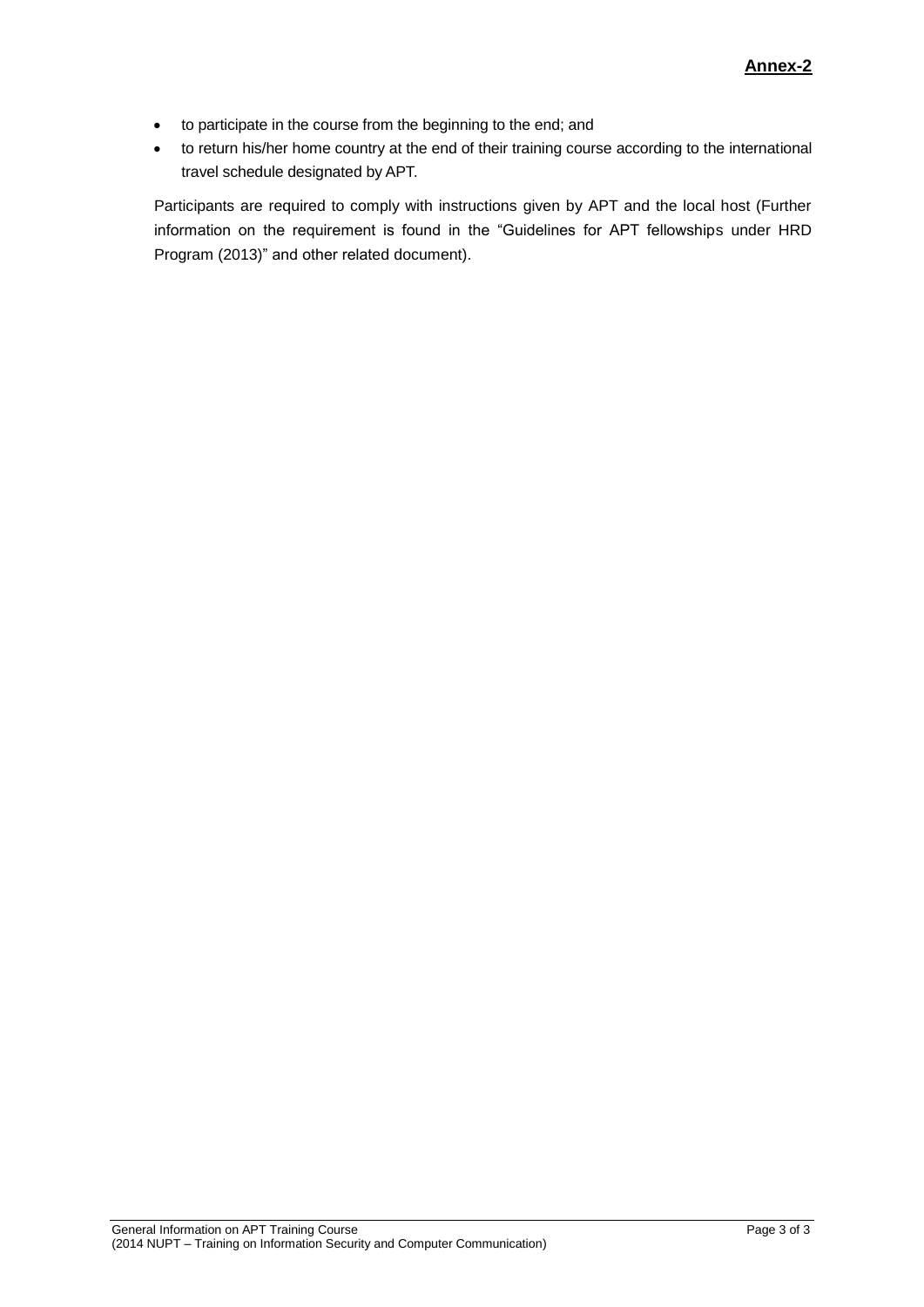**Annex-2**

- to participate in the course from the beginning to the end; and
- to return his/her home country at the end of their training course according to the international travel schedule designated by APT.

Participants are required to comply with instructions given by APT and the local host (Further information on the requirement is found in the "Guidelines for APT fellowships under HRD Program (2013)" and other related document).